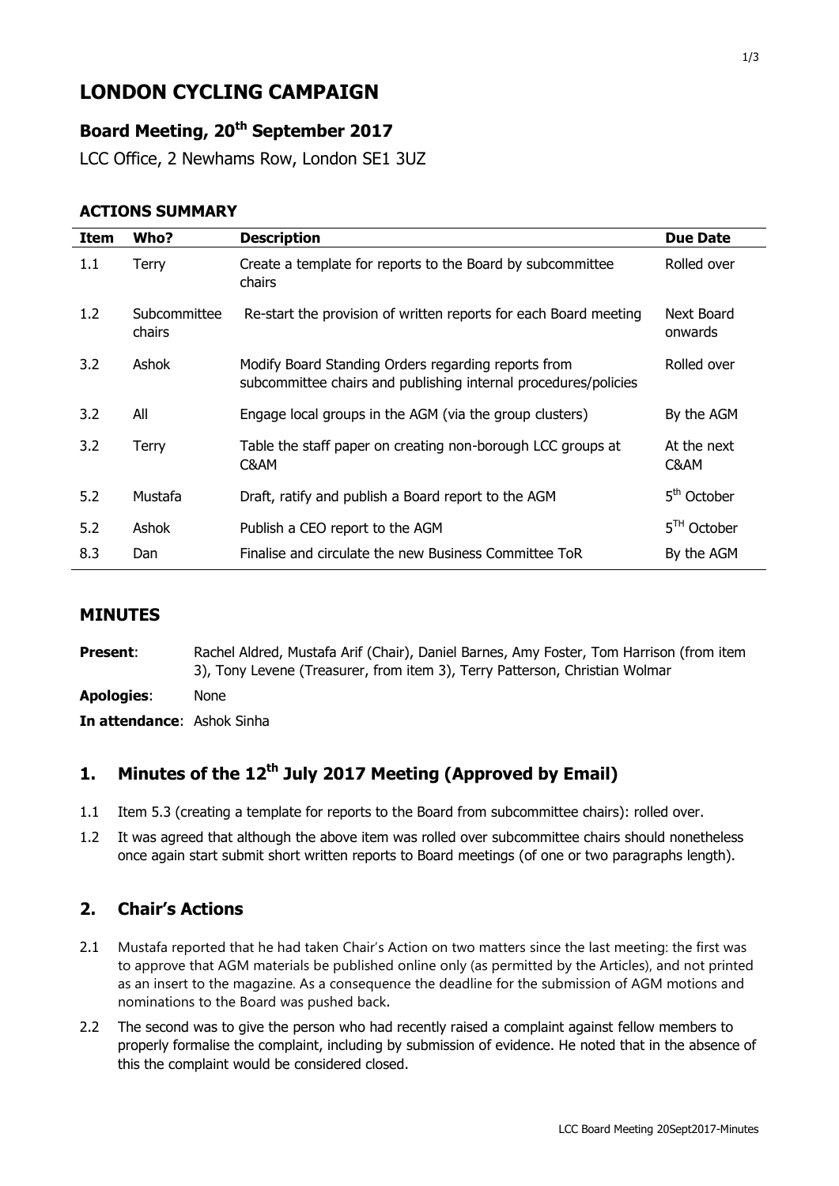# LONDON CYCLING CAMPAIGN

## Board Meeting, 20th September 2017

LCC Office, 2 Newhams Row, London SE1 3UZ

### ACTIONS SUMMARY

| Item | Who? | Description | Due Date |
|---|---|---|---|
| 1.1 | Terry | Create a template for reports to the Board by subcommittee chairs | Rolled over |
| 1.2 | Subcommittee chairs | Re-start the provision of written reports for each Board meeting | Next Board onwards |
| 3.2 | Ashok | Modify Board Standing Orders regarding reports from subcommittee chairs and publishing internal procedures/policies | Rolled over |
| 3.2 | All | Engage local groups in the AGM (via the group clusters) | By the AGM |
| 3.2 | Terry | Table the staff paper on creating non-borough LCC groups at C&AM | At the next C&AM |
| 5.2 | Mustafa | Draft, ratify and publish a Board report to the AGM | 5th October |
| 5.2 | Ashok | Publish a CEO report to the AGM | 5TH October |
| 8.3 | Dan | Finalise and circulate the new Business Committee ToR | By the AGM |

## MINUTES

**Present**: Rachel Aldred, Mustafa Arif (Chair), Daniel Barnes, Amy Foster, Tom Harrison (from item 3), Tony Levene (Treasurer, from item 3), Terry Patterson, Christian Wolmar

**Apologies**: None

**In attendance**: Ashok Sinha

## 1. Minutes of the 12th July 2017 Meeting (Approved by Email)

1.1 Item 5.3 (creating a template for reports to the Board from subcommittee chairs): rolled over.

1.2 It was agreed that although the above item was rolled over subcommittee chairs should nonetheless once again start submit short written reports to Board meetings (of one or two paragraphs length).

## 2. Chair's Actions

2.1 Mustafa reported that he had taken Chair's Action on two matters since the last meeting: the first was to approve that AGM materials be published online only (as permitted by the Articles), and not printed as an insert to the magazine. As a consequence the deadline for the submission of AGM motions and nominations to the Board was pushed back.

2.2 The second was to give the person who had recently raised a complaint against fellow members to properly formalise the complaint, including by submission of evidence. He noted that in the absence of this the complaint would be considered closed.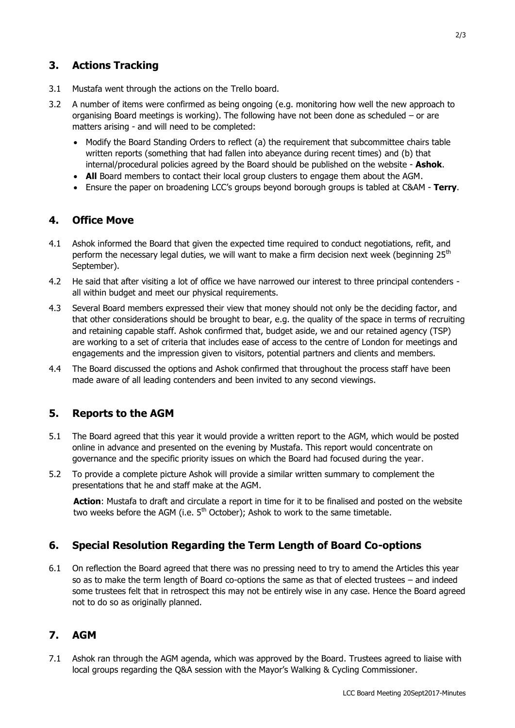## 3. Actions Tracking

3.1 Mustafa went through the actions on the Trello board.

3.2 A number of items were confirmed as being ongoing (e.g. monitoring how well the new approach to organising Board meetings is working). The following have not been done as scheduled – or are matters arising - and will need to be completed:

- Modify the Board Standing Orders to reflect (a) the requirement that subcommittee chairs table written reports (something that had fallen into abeyance during recent times) and (b) that internal/procedural policies agreed by the Board should be published on the website - **Ashok**.
- **All** Board members to contact their local group clusters to engage them about the AGM.
- Ensure the paper on broadening LCC's groups beyond borough groups is tabled at C&AM - **Terry**.

## 4. Office Move

4.1 Ashok informed the Board that given the expected time required to conduct negotiations, refit, and perform the necessary legal duties, we will want to make a firm decision next week (beginning 25th September).

4.2 He said that after visiting a lot of office we have narrowed our interest to three principal contenders - all within budget and meet our physical requirements.

4.3 Several Board members expressed their view that money should not only be the deciding factor, and that other considerations should be brought to bear, e.g. the quality of the space in terms of recruiting and retaining capable staff. Ashok confirmed that, budget aside, we and our retained agency (TSP) are working to a set of criteria that includes ease of access to the centre of London for meetings and engagements and the impression given to visitors, potential partners and clients and members.

4.4 The Board discussed the options and Ashok confirmed that throughout the process staff have been made aware of all leading contenders and been invited to any second viewings.

## 5. Reports to the AGM

5.1 The Board agreed that this year it would provide a written report to the AGM, which would be posted online in advance and presented on the evening by Mustafa. This report would concentrate on governance and the specific priority issues on which the Board had focused during the year.

5.2 To provide a complete picture Ashok will provide a similar written summary to complement the presentations that he and staff make at the AGM.

**Action**: Mustafa to draft and circulate a report in time for it to be finalised and posted on the website two weeks before the AGM (i.e. 5th October); Ashok to work to the same timetable.

## 6. Special Resolution Regarding the Term Length of Board Co-options

6.1 On reflection the Board agreed that there was no pressing need to try to amend the Articles this year so as to make the term length of Board co-options the same as that of elected trustees – and indeed some trustees felt that in retrospect this may not be entirely wise in any case. Hence the Board agreed not to do so as originally planned.

## 7. AGM

7.1 Ashok ran through the AGM agenda, which was approved by the Board. Trustees agreed to liaise with local groups regarding the Q&A session with the Mayor's Walking & Cycling Commissioner.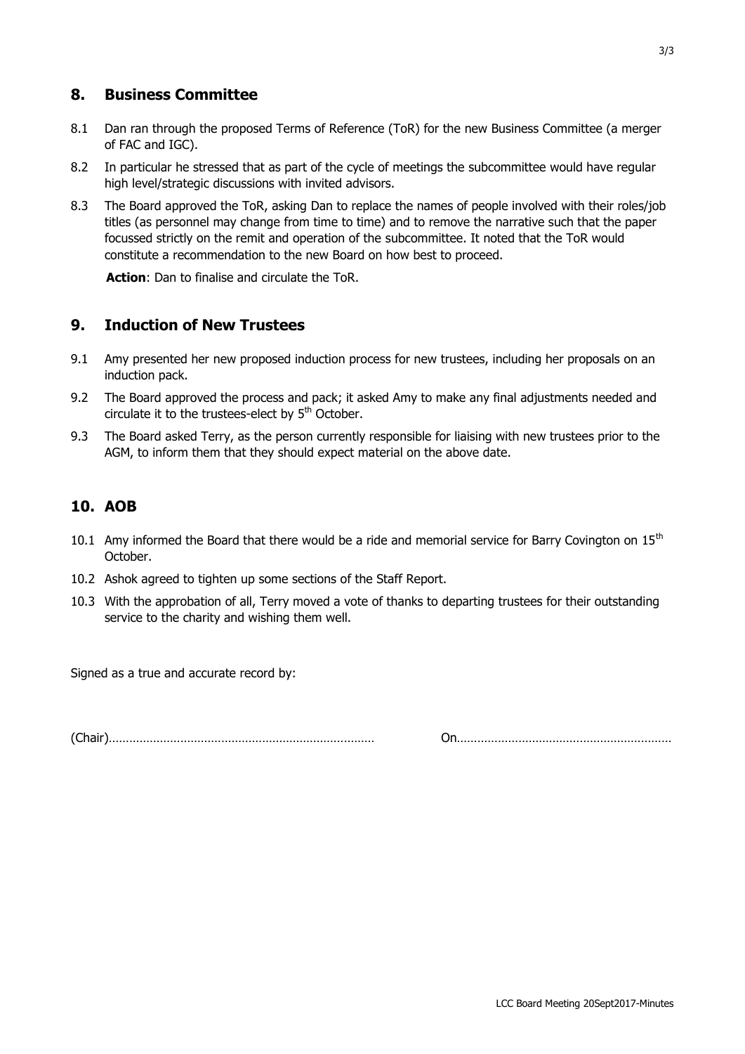## 8. Business Committee

8.1 Dan ran through the proposed Terms of Reference (ToR) for the new Business Committee (a merger of FAC and IGC).

8.2 In particular he stressed that as part of the cycle of meetings the subcommittee would have regular high level/strategic discussions with invited advisors.

8.3 The Board approved the ToR, asking Dan to replace the names of people involved with their roles/job titles (as personnel may change from time to time) and to remove the narrative such that the paper focussed strictly on the remit and operation of the subcommittee. It noted that the ToR would constitute a recommendation to the new Board on how best to proceed.

**Action**: Dan to finalise and circulate the ToR.

## 9. Induction of New Trustees

9.1 Amy presented her new proposed induction process for new trustees, including her proposals on an induction pack.

9.2 The Board approved the process and pack; it asked Amy to make any final adjustments needed and circulate it to the trustees-elect by 5th October.

9.3 The Board asked Terry, as the person currently responsible for liaising with new trustees prior to the AGM, to inform them that they should expect material on the above date.

## 10. AOB

10.1 Amy informed the Board that there would be a ride and memorial service for Barry Covington on 15th October.

10.2 Ashok agreed to tighten up some sections of the Staff Report.

10.3 With the approbation of all, Terry moved a vote of thanks to departing trustees for their outstanding service to the charity and wishing them well.

Signed as a true and accurate record by:

(Chair)…………………………………………………………………… On……………………………………………………